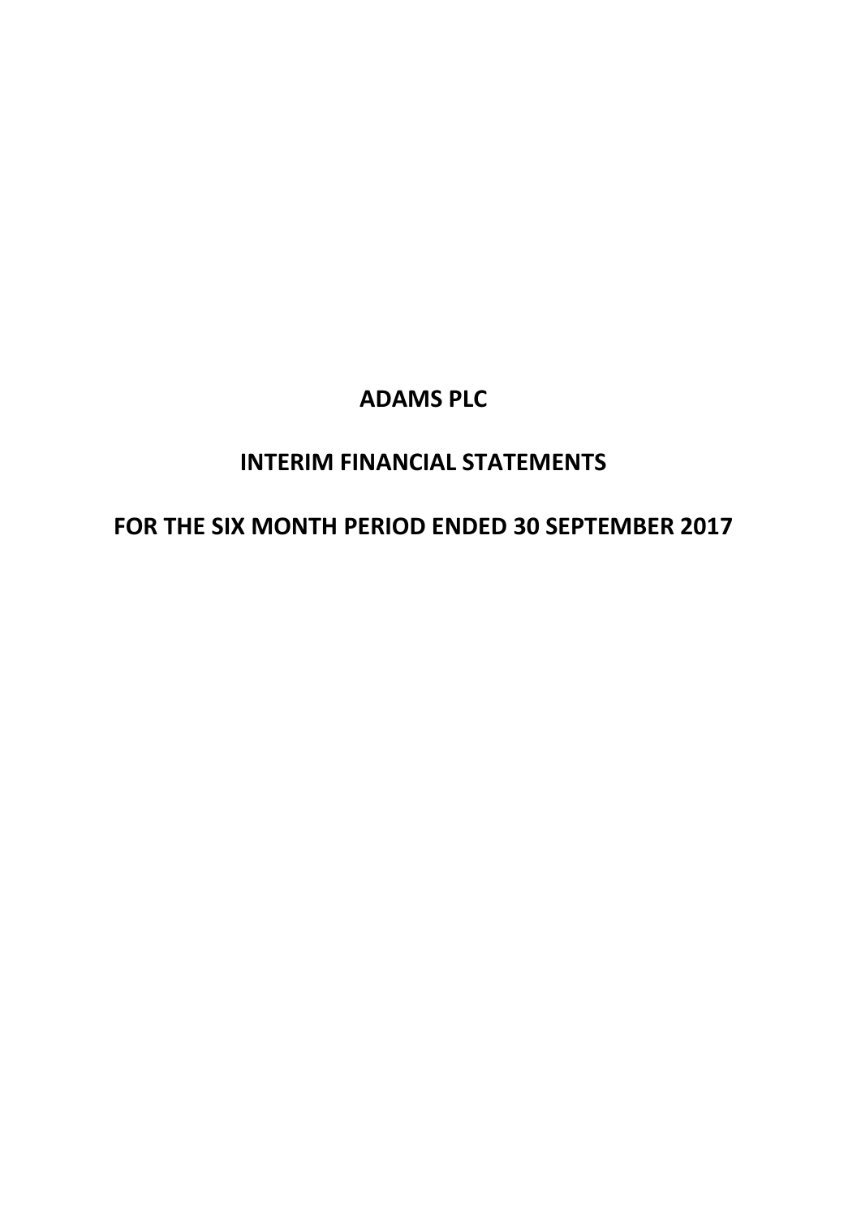# ADAMS PLC

## INTERIM FINANCIAL STATEMENTS

## FOR THE SIX MONTH PERIOD ENDED 30 SEPTEMBER 2017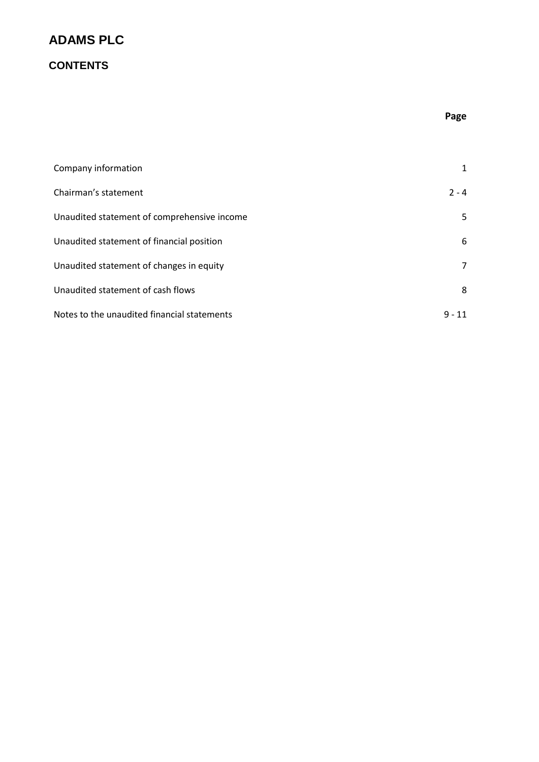# ADAMS PLC

## CONTENTS

| | Page |
|---|---|
| Company information | 1 |
| Chairman's statement | 2 - 4 |
| Unaudited statement of comprehensive income | 5 |
| Unaudited statement of financial position | 6 |
| Unaudited statement of changes in equity | 7 |
| Unaudited statement of cash flows | 8 |
| Notes to the unaudited financial statements | 9 - 11 |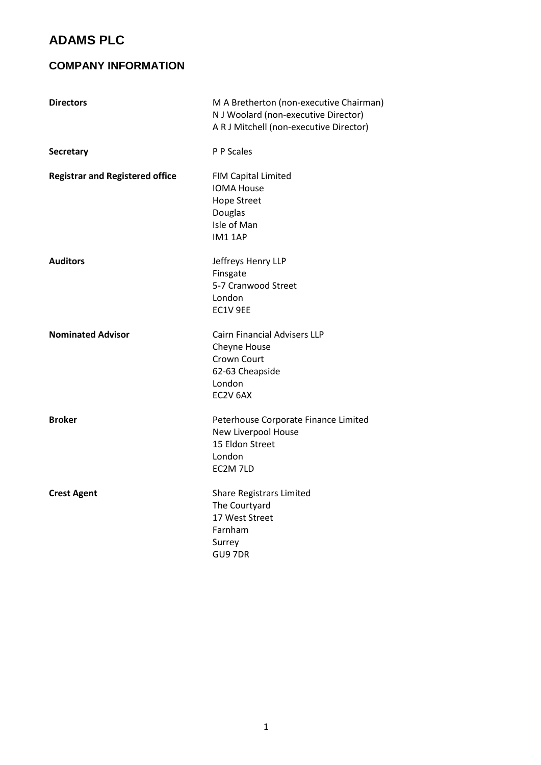# ADAMS PLC

## COMPANY INFORMATION

| | |
|---|---|
| **Directors** | M A Bretherton (non-executive Chairman)<br>N J Woolard (non-executive Director)<br>A R J Mitchell (non-executive Director) |
| **Secretary** | P P Scales |
| **Registrar and Registered office** | FIM Capital Limited<br>IOMA House<br>Hope Street<br>Douglas<br>Isle of Man<br>IM1 1AP |
| **Auditors** | Jeffreys Henry LLP<br>Finsgate<br>5-7 Cranwood Street<br>London<br>EC1V 9EE |
| **Nominated Advisor** | Cairn Financial Advisers LLP<br>Cheyne House<br>Crown Court<br>62-63 Cheapside<br>London<br>EC2V 6AX |
| **Broker** | Peterhouse Corporate Finance Limited<br>New Liverpool House<br>15 Eldon Street<br>London<br>EC2M 7LD |
| **Crest Agent** | Share Registrars Limited<br>The Courtyard<br>17 West Street<br>Farnham<br>Surrey<br>GU9 7DR |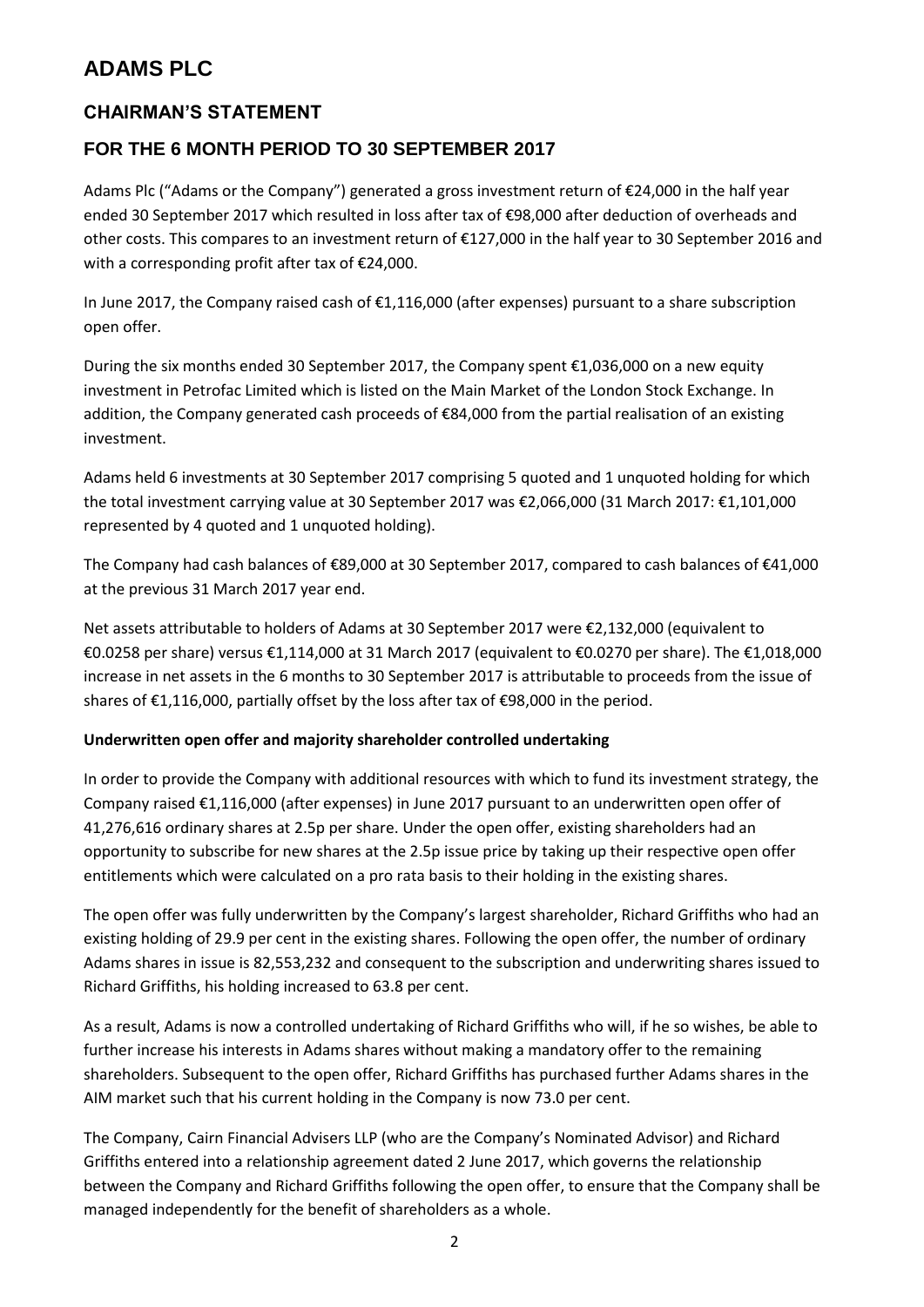# ADAMS PLC

## CHAIRMAN'S STATEMENT

## FOR THE 6 MONTH PERIOD TO 30 SEPTEMBER 2017

Adams Plc ("Adams or the Company") generated a gross investment return of €24,000 in the half year ended 30 September 2017 which resulted in loss after tax of €98,000 after deduction of overheads and other costs. This compares to an investment return of €127,000 in the half year to 30 September 2016 and with a corresponding profit after tax of €24,000.

In June 2017, the Company raised cash of €1,116,000 (after expenses) pursuant to a share subscription open offer.

During the six months ended 30 September 2017, the Company spent €1,036,000 on a new equity investment in Petrofac Limited which is listed on the Main Market of the London Stock Exchange. In addition, the Company generated cash proceeds of €84,000 from the partial realisation of an existing investment.

Adams held 6 investments at 30 September 2017 comprising 5 quoted and 1 unquoted holding for which the total investment carrying value at 30 September 2017 was €2,066,000 (31 March 2017: €1,101,000 represented by 4 quoted and 1 unquoted holding).

The Company had cash balances of €89,000 at 30 September 2017, compared to cash balances of €41,000 at the previous 31 March 2017 year end.

Net assets attributable to holders of Adams at 30 September 2017 were €2,132,000 (equivalent to €0.0258 per share) versus €1,114,000 at 31 March 2017 (equivalent to €0.0270 per share). The €1,018,000 increase in net assets in the 6 months to 30 September 2017 is attributable to proceeds from the issue of shares of €1,116,000, partially offset by the loss after tax of €98,000 in the period.

**Underwritten open offer and majority shareholder controlled undertaking**

In order to provide the Company with additional resources with which to fund its investment strategy, the Company raised €1,116,000 (after expenses) in June 2017 pursuant to an underwritten open offer of 41,276,616 ordinary shares at 2.5p per share. Under the open offer, existing shareholders had an opportunity to subscribe for new shares at the 2.5p issue price by taking up their respective open offer entitlements which were calculated on a pro rata basis to their holding in the existing shares.

The open offer was fully underwritten by the Company's largest shareholder, Richard Griffiths who had an existing holding of 29.9 per cent in the existing shares. Following the open offer, the number of ordinary Adams shares in issue is 82,553,232 and consequent to the subscription and underwriting shares issued to Richard Griffiths, his holding increased to 63.8 per cent.

As a result, Adams is now a controlled undertaking of Richard Griffiths who will, if he so wishes, be able to further increase his interests in Adams shares without making a mandatory offer to the remaining shareholders. Subsequent to the open offer, Richard Griffiths has purchased further Adams shares in the AIM market such that his current holding in the Company is now 73.0 per cent.

The Company, Cairn Financial Advisers LLP (who are the Company's Nominated Advisor) and Richard Griffiths entered into a relationship agreement dated 2 June 2017, which governs the relationship between the Company and Richard Griffiths following the open offer, to ensure that the Company shall be managed independently for the benefit of shareholders as a whole.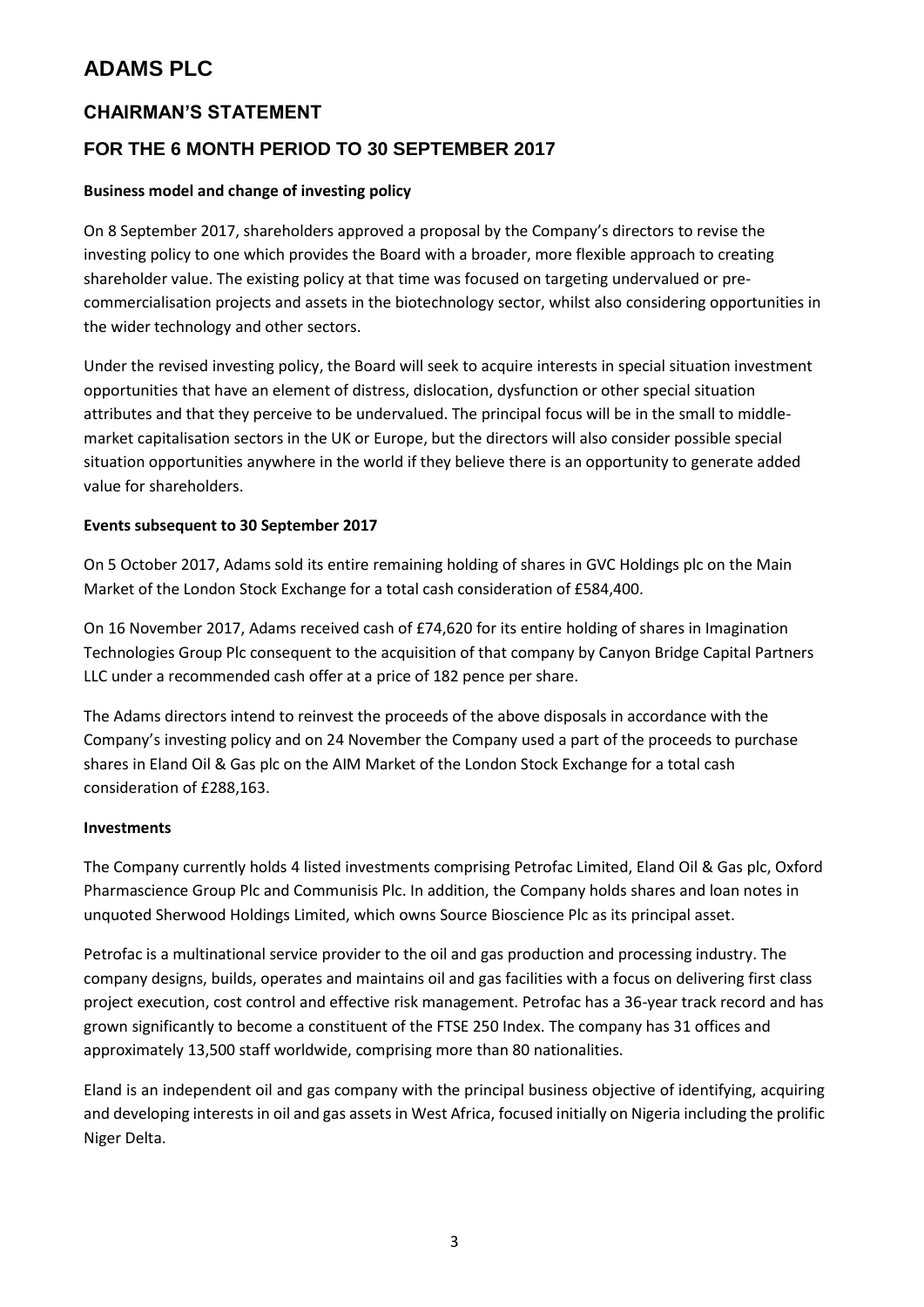# ADAMS PLC

## CHAIRMAN'S STATEMENT

## FOR THE 6 MONTH PERIOD TO 30 SEPTEMBER 2017

**Business model and change of investing policy**

On 8 September 2017, shareholders approved a proposal by the Company's directors to revise the investing policy to one which provides the Board with a broader, more flexible approach to creating shareholder value. The existing policy at that time was focused on targeting undervalued or pre-commercialisation projects and assets in the biotechnology sector, whilst also considering opportunities in the wider technology and other sectors.

Under the revised investing policy, the Board will seek to acquire interests in special situation investment opportunities that have an element of distress, dislocation, dysfunction or other special situation attributes and that they perceive to be undervalued. The principal focus will be in the small to middle-market capitalisation sectors in the UK or Europe, but the directors will also consider possible special situation opportunities anywhere in the world if they believe there is an opportunity to generate added value for shareholders.

**Events subsequent to 30 September 2017**

On 5 October 2017, Adams sold its entire remaining holding of shares in GVC Holdings plc on the Main Market of the London Stock Exchange for a total cash consideration of £584,400.

On 16 November 2017, Adams received cash of £74,620 for its entire holding of shares in Imagination Technologies Group Plc consequent to the acquisition of that company by Canyon Bridge Capital Partners LLC under a recommended cash offer at a price of 182 pence per share.

The Adams directors intend to reinvest the proceeds of the above disposals in accordance with the Company's investing policy and on 24 November the Company used a part of the proceeds to purchase shares in Eland Oil & Gas plc on the AIM Market of the London Stock Exchange for a total cash consideration of £288,163.

**Investments**

The Company currently holds 4 listed investments comprising Petrofac Limited, Eland Oil & Gas plc, Oxford Pharmascience Group Plc and Communisis Plc. In addition, the Company holds shares and loan notes in unquoted Sherwood Holdings Limited, which owns Source Bioscience Plc as its principal asset.

Petrofac is a multinational service provider to the oil and gas production and processing industry. The company designs, builds, operates and maintains oil and gas facilities with a focus on delivering first class project execution, cost control and effective risk management. Petrofac has a 36-year track record and has grown significantly to become a constituent of the FTSE 250 Index. The company has 31 offices and approximately 13,500 staff worldwide, comprising more than 80 nationalities.

Eland is an independent oil and gas company with the principal business objective of identifying, acquiring and developing interests in oil and gas assets in West Africa, focused initially on Nigeria including the prolific Niger Delta.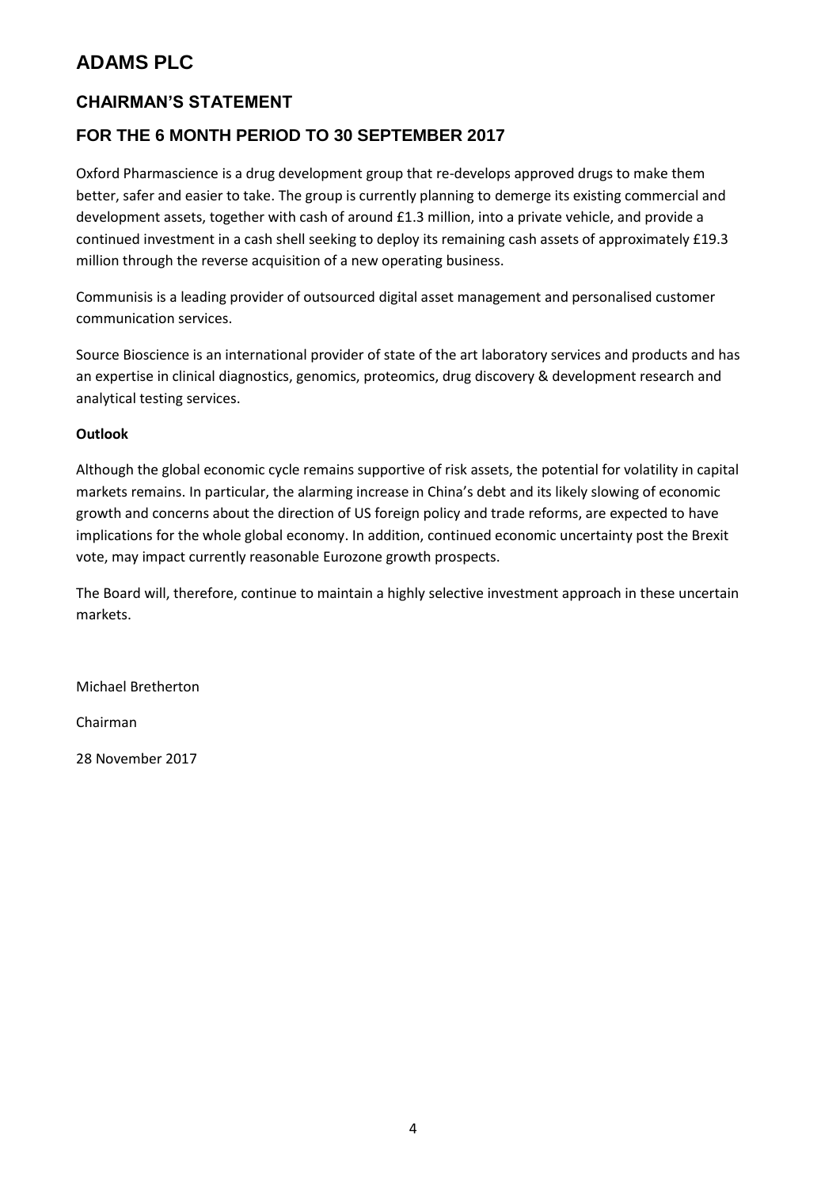# ADAMS PLC

## CHAIRMAN'S STATEMENT

## FOR THE 6 MONTH PERIOD TO 30 SEPTEMBER 2017

Oxford Pharmascience is a drug development group that re-develops approved drugs to make them better, safer and easier to take. The group is currently planning to demerge its existing commercial and development assets, together with cash of around £1.3 million, into a private vehicle, and provide a continued investment in a cash shell seeking to deploy its remaining cash assets of approximately £19.3 million through the reverse acquisition of a new operating business.

Communisis is a leading provider of outsourced digital asset management and personalised customer communication services.

Source Bioscience is an international provider of state of the art laboratory services and products and has an expertise in clinical diagnostics, genomics, proteomics, drug discovery & development research and analytical testing services.

**Outlook**

Although the global economic cycle remains supportive of risk assets, the potential for volatility in capital markets remains. In particular, the alarming increase in China's debt and its likely slowing of economic growth and concerns about the direction of US foreign policy and trade reforms, are expected to have implications for the whole global economy. In addition, continued economic uncertainty post the Brexit vote, may impact currently reasonable Eurozone growth prospects.

The Board will, therefore, continue to maintain a highly selective investment approach in these uncertain markets.

Michael Bretherton

Chairman

28 November 2017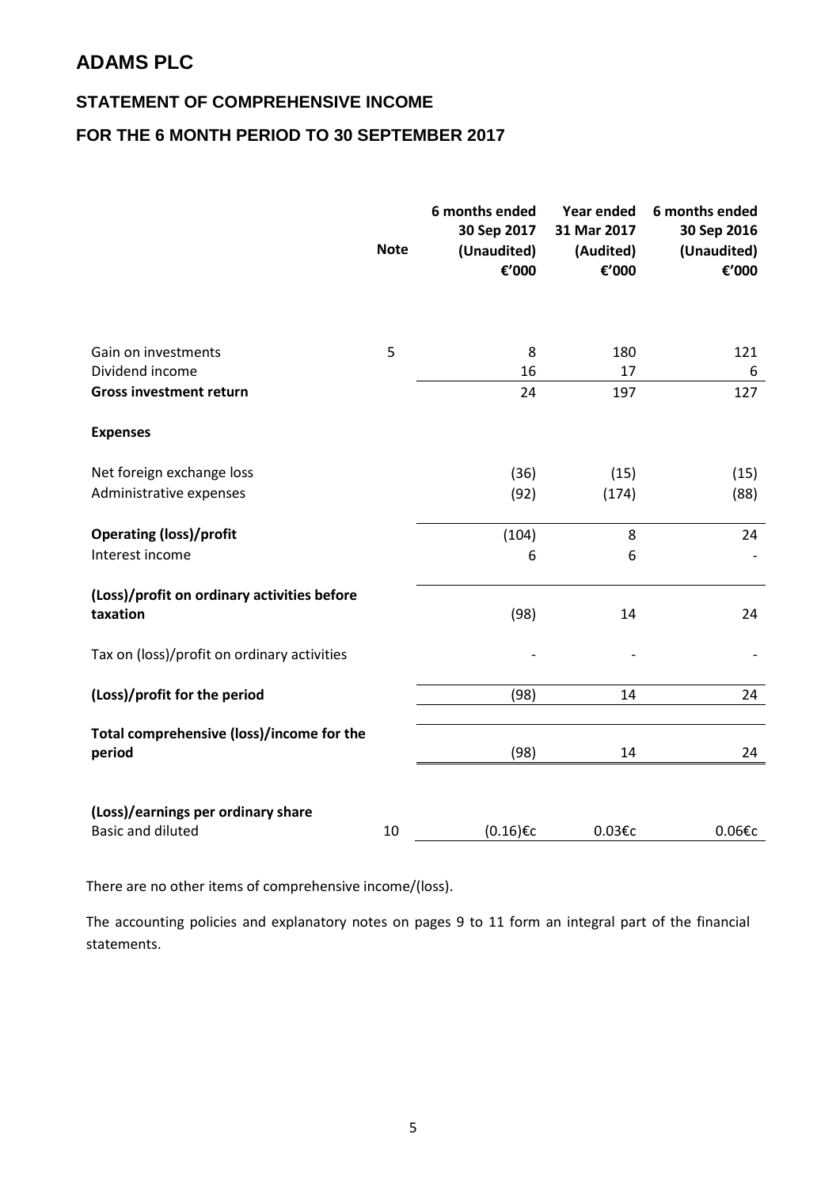# ADAMS PLC

## STATEMENT OF COMPREHENSIVE INCOME

## FOR THE 6 MONTH PERIOD TO 30 SEPTEMBER 2017

| | Note | 6 months ended 30 Sep 2017 (Unaudited) €'000 | Year ended 31 Mar 2017 (Audited) €'000 | 6 months ended 30 Sep 2016 (Unaudited) €'000 |
|---|---|---|---|---|
| Gain on investments | 5 | 8 | 180 | 121 |
| Dividend income | | 16 | 17 | 6 |
| **Gross investment return** | | 24 | 197 | 127 |
| **Expenses** | | | | |
| Net foreign exchange loss | | (36) | (15) | (15) |
| Administrative expenses | | (92) | (174) | (88) |
| **Operating (loss)/profit** | | (104) | 8 | 24 |
| Interest income | | 6 | 6 | - |
| **(Loss)/profit on ordinary activities before taxation** | | (98) | 14 | 24 |
| Tax on (loss)/profit on ordinary activities | | - | - | - |
| **(Loss)/profit for the period** | | (98) | 14 | 24 |
| **Total comprehensive (loss)/income for the period** | | (98) | 14 | 24 |
| **(Loss)/earnings per ordinary share** | | | | |
| Basic and diluted | 10 | (0.16)€c | 0.03€c | 0.06€c |

There are no other items of comprehensive income/(loss).

The accounting policies and explanatory notes on pages 9 to 11 form an integral part of the financial statements.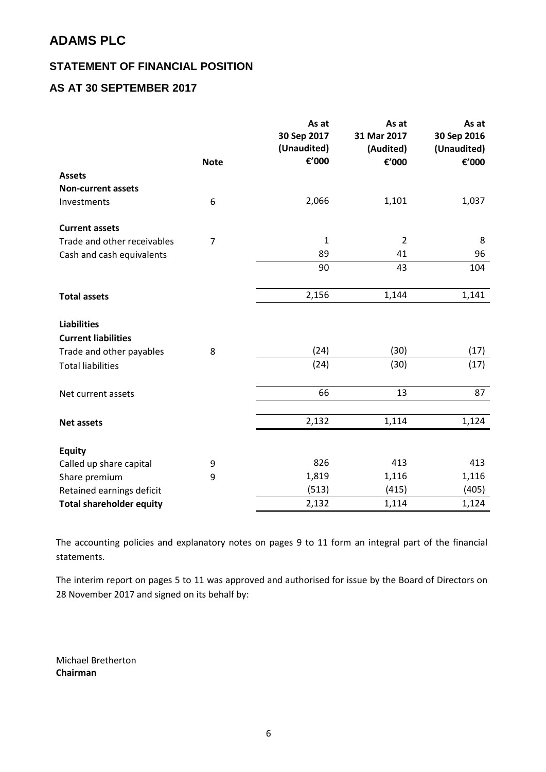# ADAMS PLC

## STATEMENT OF FINANCIAL POSITION

## AS AT 30 SEPTEMBER 2017

| | Note | As at 30 Sep 2017 (Unaudited) €'000 | As at 31 Mar 2017 (Audited) €'000 | As at 30 Sep 2016 (Unaudited) €'000 |
|---|---|---|---|---|
| **Assets** | | | | |
| **Non-current assets** | | | | |
| Investments | 6 | 2,066 | 1,101 | 1,037 |
| | | | | |
| **Current assets** | | | | |
| Trade and other receivables | 7 | 1 | 2 | 8 |
| Cash and cash equivalents | | 89 | 41 | 96 |
| | | 90 | 43 | 104 |
| | | | | |
| **Total assets** | | 2,156 | 1,144 | 1,141 |
| | | | | |
| **Liabilities** | | | | |
| **Current liabilities** | | | | |
| Trade and other payables | 8 | (24) | (30) | (17) |
| Total liabilities | | (24) | (30) | (17) |
| | | | | |
| Net current assets | | 66 | 13 | 87 |
| | | | | |
| **Net assets** | | 2,132 | 1,114 | 1,124 |
| | | | | |
| **Equity** | | | | |
| Called up share capital | 9 | 826 | 413 | 413 |
| Share premium | 9 | 1,819 | 1,116 | 1,116 |
| Retained earnings deficit | | (513) | (415) | (405) |
| **Total shareholder equity** | | 2,132 | 1,114 | 1,124 |

The accounting policies and explanatory notes on pages 9 to 11 form an integral part of the financial statements.

The interim report on pages 5 to 11 was approved and authorised for issue by the Board of Directors on 28 November 2017 and signed on its behalf by:

Michael Bretherton
**Chairman**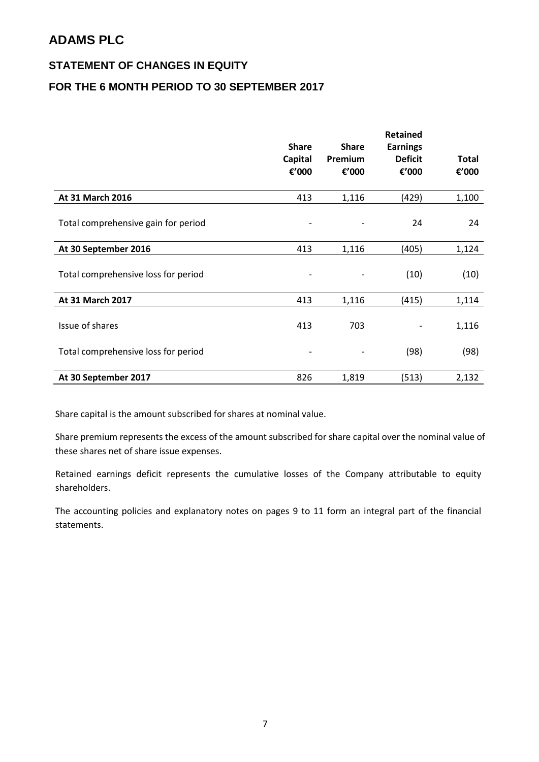# ADAMS PLC

## STATEMENT OF CHANGES IN EQUITY

## FOR THE 6 MONTH PERIOD TO 30 SEPTEMBER 2017

| | Share Capital €'000 | Share Premium €'000 | Retained Earnings Deficit €'000 | Total €'000 |
|---|---|---|---|---|
| **At 31 March 2016** | 413 | 1,116 | (429) | 1,100 |
| Total comprehensive gain for period | - | - | 24 | 24 |
| **At 30 September 2016** | 413 | 1,116 | (405) | 1,124 |
| Total comprehensive loss for period | - | - | (10) | (10) |
| **At 31 March 2017** | 413 | 1,116 | (415) | 1,114 |
| Issue of shares | 413 | 703 | - | 1,116 |
| Total comprehensive loss for period | - | - | (98) | (98) |
| **At 30 September 2017** | 826 | 1,819 | (513) | 2,132 |

Share capital is the amount subscribed for shares at nominal value.

Share premium represents the excess of the amount subscribed for share capital over the nominal value of these shares net of share issue expenses.

Retained earnings deficit represents the cumulative losses of the Company attributable to equity shareholders.

The accounting policies and explanatory notes on pages 9 to 11 form an integral part of the financial statements.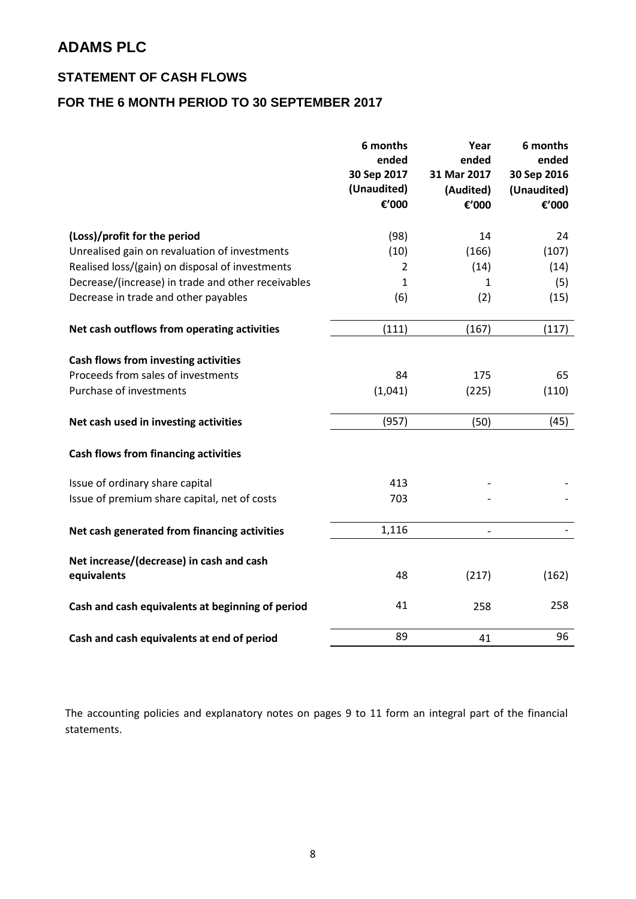# ADAMS PLC

## STATEMENT OF CASH FLOWS

## FOR THE 6 MONTH PERIOD TO 30 SEPTEMBER 2017

| | 6 months ended 30 Sep 2017 (Unaudited) €'000 | Year ended 31 Mar 2017 (Audited) €'000 | 6 months ended 30 Sep 2016 (Unaudited) €'000 |
|---|---|---|---|
| **(Loss)/profit for the period** | (98) | 14 | 24 |
| Unrealised gain on revaluation of investments | (10) | (166) | (107) |
| Realised loss/(gain) on disposal of investments | 2 | (14) | (14) |
| Decrease/(increase) in trade and other receivables | 1 | 1 | (5) |
| Decrease in trade and other payables | (6) | (2) | (15) |
| **Net cash outflows from operating activities** | (111) | (167) | (117) |
| **Cash flows from investing activities** | | | |
| Proceeds from sales of investments | 84 | 175 | 65 |
| Purchase of investments | (1,041) | (225) | (110) |
| **Net cash used in investing activities** | (957) | (50) | (45) |
| **Cash flows from financing activities** | | | |
| Issue of ordinary share capital | 413 | - | - |
| Issue of premium share capital, net of costs | 703 | - | - |
| **Net cash generated from financing activities** | 1,116 | - | - |
| **Net increase/(decrease) in cash and cash equivalents** | 48 | (217) | (162) |
| **Cash and cash equivalents at beginning of period** | 41 | 258 | 258 |
| **Cash and cash equivalents at end of period** | 89 | 41 | 96 |

The accounting policies and explanatory notes on pages 9 to 11 form an integral part of the financial statements.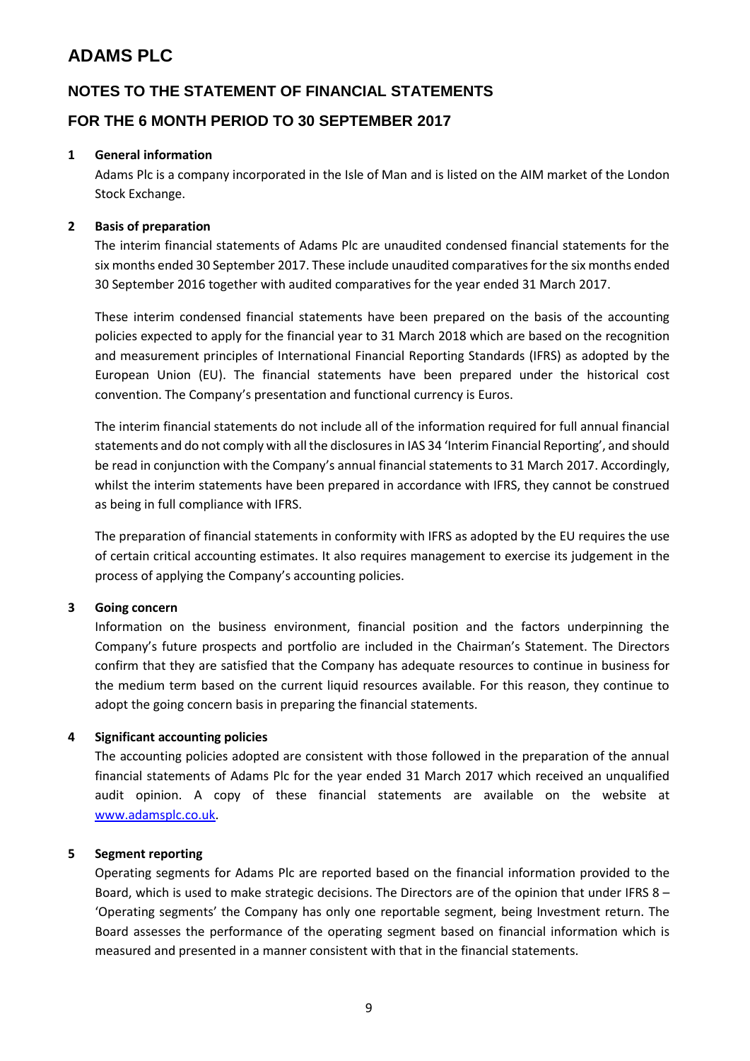# ADAMS PLC

## NOTES TO THE STATEMENT OF FINANCIAL STATEMENTS

## FOR THE 6 MONTH PERIOD TO 30 SEPTEMBER 2017

### 1 General information

Adams Plc is a company incorporated in the Isle of Man and is listed on the AIM market of the London Stock Exchange.

### 2 Basis of preparation

The interim financial statements of Adams Plc are unaudited condensed financial statements for the six months ended 30 September 2017. These include unaudited comparatives for the six months ended 30 September 2016 together with audited comparatives for the year ended 31 March 2017.

These interim condensed financial statements have been prepared on the basis of the accounting policies expected to apply for the financial year to 31 March 2018 which are based on the recognition and measurement principles of International Financial Reporting Standards (IFRS) as adopted by the European Union (EU). The financial statements have been prepared under the historical cost convention. The Company's presentation and functional currency is Euros.

The interim financial statements do not include all of the information required for full annual financial statements and do not comply with all the disclosures in IAS 34 'Interim Financial Reporting', and should be read in conjunction with the Company's annual financial statements to 31 March 2017. Accordingly, whilst the interim statements have been prepared in accordance with IFRS, they cannot be construed as being in full compliance with IFRS.

The preparation of financial statements in conformity with IFRS as adopted by the EU requires the use of certain critical accounting estimates. It also requires management to exercise its judgement in the process of applying the Company's accounting policies.

### 3 Going concern

Information on the business environment, financial position and the factors underpinning the Company's future prospects and portfolio are included in the Chairman's Statement. The Directors confirm that they are satisfied that the Company has adequate resources to continue in business for the medium term based on the current liquid resources available. For this reason, they continue to adopt the going concern basis in preparing the financial statements.

### 4 Significant accounting policies

The accounting policies adopted are consistent with those followed in the preparation of the annual financial statements of Adams Plc for the year ended 31 March 2017 which received an unqualified audit opinion. A copy of these financial statements are available on the website at [www.adamsplc.co.uk](http://www.adamsplc.co.uk).

### 5 Segment reporting

Operating segments for Adams Plc are reported based on the financial information provided to the Board, which is used to make strategic decisions. The Directors are of the opinion that under IFRS 8 – 'Operating segments' the Company has only one reportable segment, being Investment return. The Board assesses the performance of the operating segment based on financial information which is measured and presented in a manner consistent with that in the financial statements.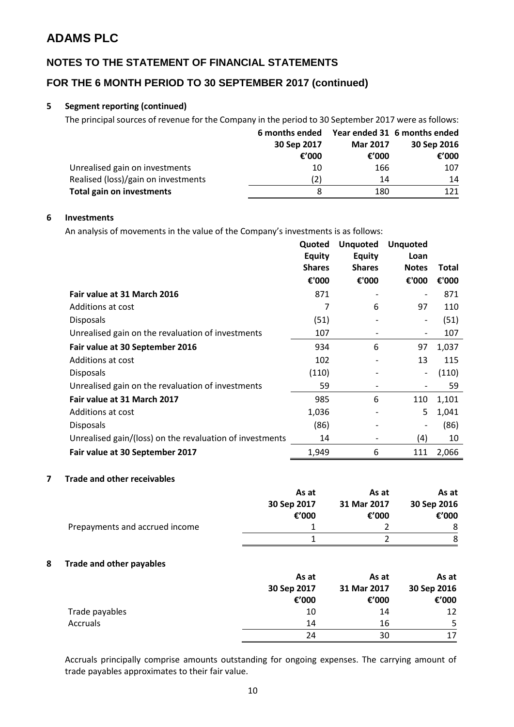# ADAMS PLC

## NOTES TO THE STATEMENT OF FINANCIAL STATEMENTS

## FOR THE 6 MONTH PERIOD TO 30 SEPTEMBER 2017 (continued)

### 5 Segment reporting (continued)

The principal sources of revenue for the Company in the period to 30 September 2017 were as follows:

| | 6 months ended 30 Sep 2017 €'000 | Year ended 31 Mar 2017 €'000 | 6 months ended 30 Sep 2016 €'000 |
|---|---|---|---|
| Unrealised gain on investments | 10 | 166 | 107 |
| Realised (loss)/gain on investments | (2) | 14 | 14 |
| **Total gain on investments** | 8 | 180 | 121 |

### 6 Investments

An analysis of movements in the value of the Company's investments is as follows:

| | Quoted Equity Shares €'000 | Unquoted Equity Shares €'000 | Unquoted Loan Notes €'000 | Total €'000 |
|---|---|---|---|---|
| **Fair value at 31 March 2016** | 871 | - | - | 871 |
| Additions at cost | 7 | 6 | 97 | 110 |
| Disposals | (51) | - | - | (51) |
| Unrealised gain on the revaluation of investments | 107 | - | - | 107 |
| **Fair value at 30 September 2016** | 934 | 6 | 97 | 1,037 |
| Additions at cost | 102 | - | 13 | 115 |
| Disposals | (110) | - | - | (110) |
| Unrealised gain on the revaluation of investments | 59 | - | - | 59 |
| **Fair value at 31 March 2017** | 985 | 6 | 110 | 1,101 |
| Additions at cost | 1,036 | - | 5 | 1,041 |
| Disposals | (86) | - | - | (86) |
| Unrealised gain/(loss) on the revaluation of investments | 14 | - | (4) | 10 |
| **Fair value at 30 September 2017** | 1,949 | 6 | 111 | 2,066 |

### 7 Trade and other receivables

| | As at 30 Sep 2017 €'000 | As at 31 Mar 2017 €'000 | As at 30 Sep 2016 €'000 |
|---|---|---|---|
| Prepayments and accrued income | 1 | 2 | 8 |
| | 1 | 2 | 8 |

### 8 Trade and other payables

| | As at 30 Sep 2017 €'000 | As at 31 Mar 2017 €'000 | As at 30 Sep 2016 €'000 |
|---|---|---|---|
| Trade payables | 10 | 14 | 12 |
| Accruals | 14 | 16 | 5 |
| | 24 | 30 | 17 |

Accruals principally comprise amounts outstanding for ongoing expenses. The carrying amount of trade payables approximates to their fair value.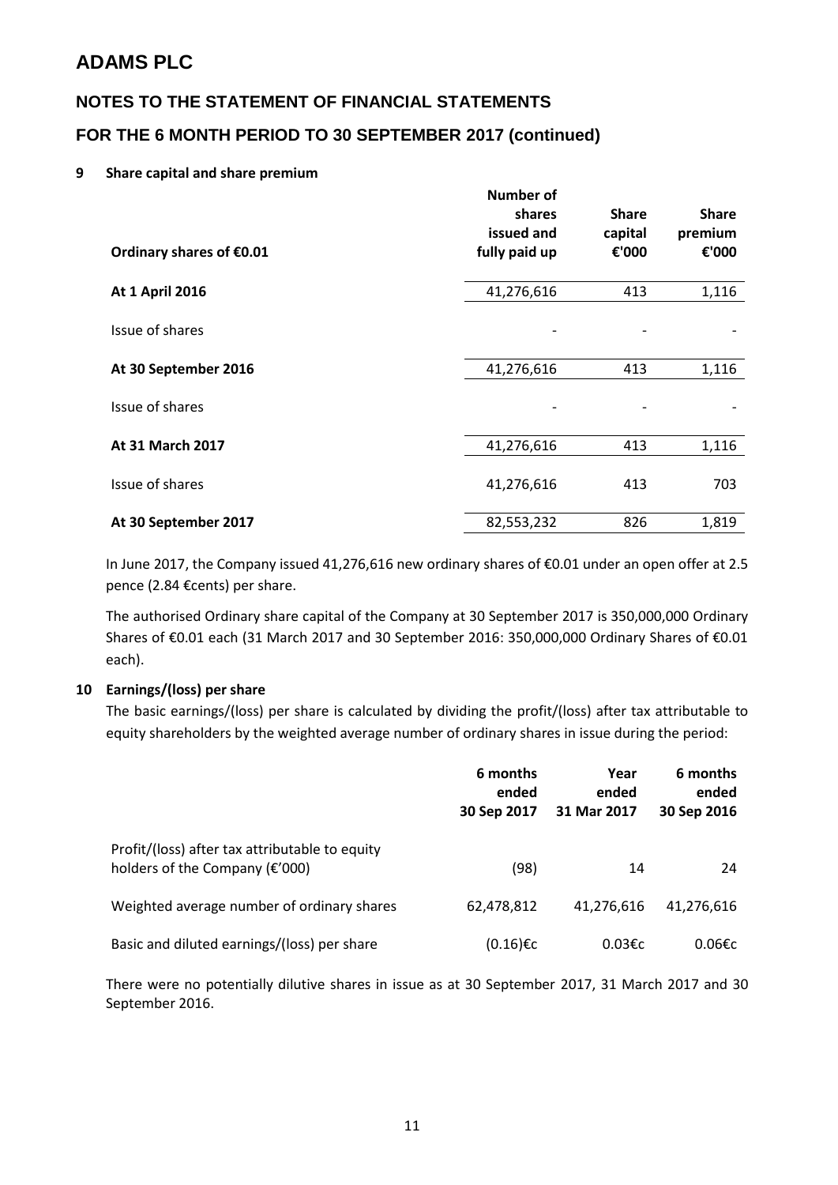# ADAMS PLC

## NOTES TO THE STATEMENT OF FINANCIAL STATEMENTS

## FOR THE 6 MONTH PERIOD TO 30 SEPTEMBER 2017 (continued)

### 9 Share capital and share premium

| Ordinary shares of €0.01 | Number of shares issued and fully paid up | Share capital €'000 | Share premium €'000 |
|---|---|---|---|
| **At 1 April 2016** | 41,276,616 | 413 | 1,116 |
| Issue of shares | - | - | - |
| **At 30 September 2016** | 41,276,616 | 413 | 1,116 |
| Issue of shares | - | - | - |
| **At 31 March 2017** | 41,276,616 | 413 | 1,116 |
| Issue of shares | 41,276,616 | 413 | 703 |
| **At 30 September 2017** | 82,553,232 | 826 | 1,819 |

In June 2017, the Company issued 41,276,616 new ordinary shares of €0.01 under an open offer at 2.5 pence (2.84 €cents) per share.

The authorised Ordinary share capital of the Company at 30 September 2017 is 350,000,000 Ordinary Shares of €0.01 each (31 March 2017 and 30 September 2016: 350,000,000 Ordinary Shares of €0.01 each).

### 10 Earnings/(loss) per share

The basic earnings/(loss) per share is calculated by dividing the profit/(loss) after tax attributable to equity shareholders by the weighted average number of ordinary shares in issue during the period:

| | 6 months ended 30 Sep 2017 | Year ended 31 Mar 2017 | 6 months ended 30 Sep 2016 |
|---|---|---|---|
| Profit/(loss) after tax attributable to equity holders of the Company (€'000) | (98) | 14 | 24 |
| Weighted average number of ordinary shares | 62,478,812 | 41,276,616 | 41,276,616 |
| Basic and diluted earnings/(loss) per share | (0.16)€c | 0.03€c | 0.06€c |

There were no potentially dilutive shares in issue as at 30 September 2017, 31 March 2017 and 30 September 2016.